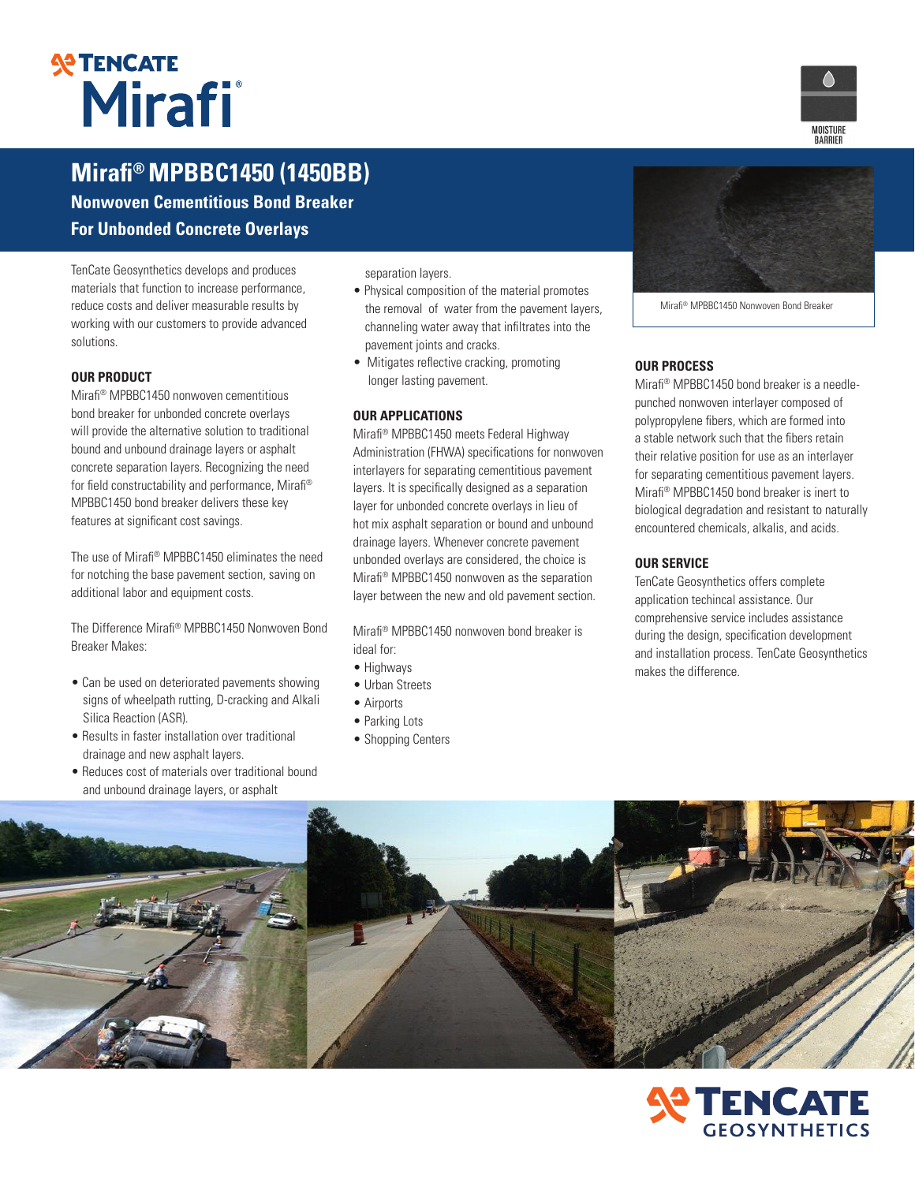TenCate Mirafi®

MOISTURE BARRIER

# Mirafi® MPBBC1450 (1450BB)

## Nonwoven Cementitious Bond Breaker For Unbonded Concrete Overlays

TenCate Geosynthetics develops and produces materials that function to increase performance, reduce costs and deliver measurable results by working with our customers to provide advanced solutions.

### OUR PRODUCT

Mirafi® MPBBC1450 nonwoven cementitious bond breaker for unbonded concrete overlays will provide the alternative solution to traditional bound and unbound drainage layers or asphalt concrete separation layers. Recognizing the need for field constructability and performance, Mirafi® MPBBC1450 bond breaker delivers these key features at significant cost savings.

The use of Mirafi® MPBBC1450 eliminates the need for notching the base pavement section, saving on additional labor and equipment costs.

The Difference Mirafi® MPBBC1450 Nonwoven Bond Breaker Makes:

- Can be used on deteriorated pavements showing signs of wheelpath rutting, D-cracking and Alkali Silica Reaction (ASR).
- Results in faster installation over traditional drainage and new asphalt layers.
- Reduces cost of materials over traditional bound and unbound drainage layers, or asphalt separation layers.
- Physical composition of the material promotes the removal of water from the pavement layers, channeling water away that infiltrates into the pavement joints and cracks.
- Mitigates reflective cracking, promoting longer lasting pavement.

### OUR APPLICATIONS

Mirafi® MPBBC1450 meets Federal Highway Administration (FHWA) specifications for nonwoven interlayers for separating cementitious pavement layers. It is specifically designed as a separation layer for unbonded concrete overlays in lieu of hot mix asphalt separation or bound and unbound drainage layers. Whenever concrete pavement unbonded overlays are considered, the choice is Mirafi® MPBBC1450 nonwoven as the separation layer between the new and old pavement section.

Mirafi® MPBBC1450 nonwoven bond breaker is ideal for:

- Highways
- Urban Streets
- Airports
- Parking Lots
- Shopping Centers

Mirafi® MPBBC1450 Nonwoven Bond Breaker

### OUR PROCESS

Mirafi® MPBBC1450 bond breaker is a needle-punched nonwoven interlayer composed of polypropylene fibers, which are formed into a stable network such that the fibers retain their relative position for use as an interlayer for separating cementitious pavement layers. Mirafi® MPBBC1450 bond breaker is inert to biological degradation and resistant to naturally encountered chemicals, alkalis, and acids.

### OUR SERVICE

TenCate Geosynthetics offers complete application techincal assistance. Our comprehensive service includes assistance during the design, specification development and installation process. TenCate Geosynthetics makes the difference.

TenCate Geosynthetics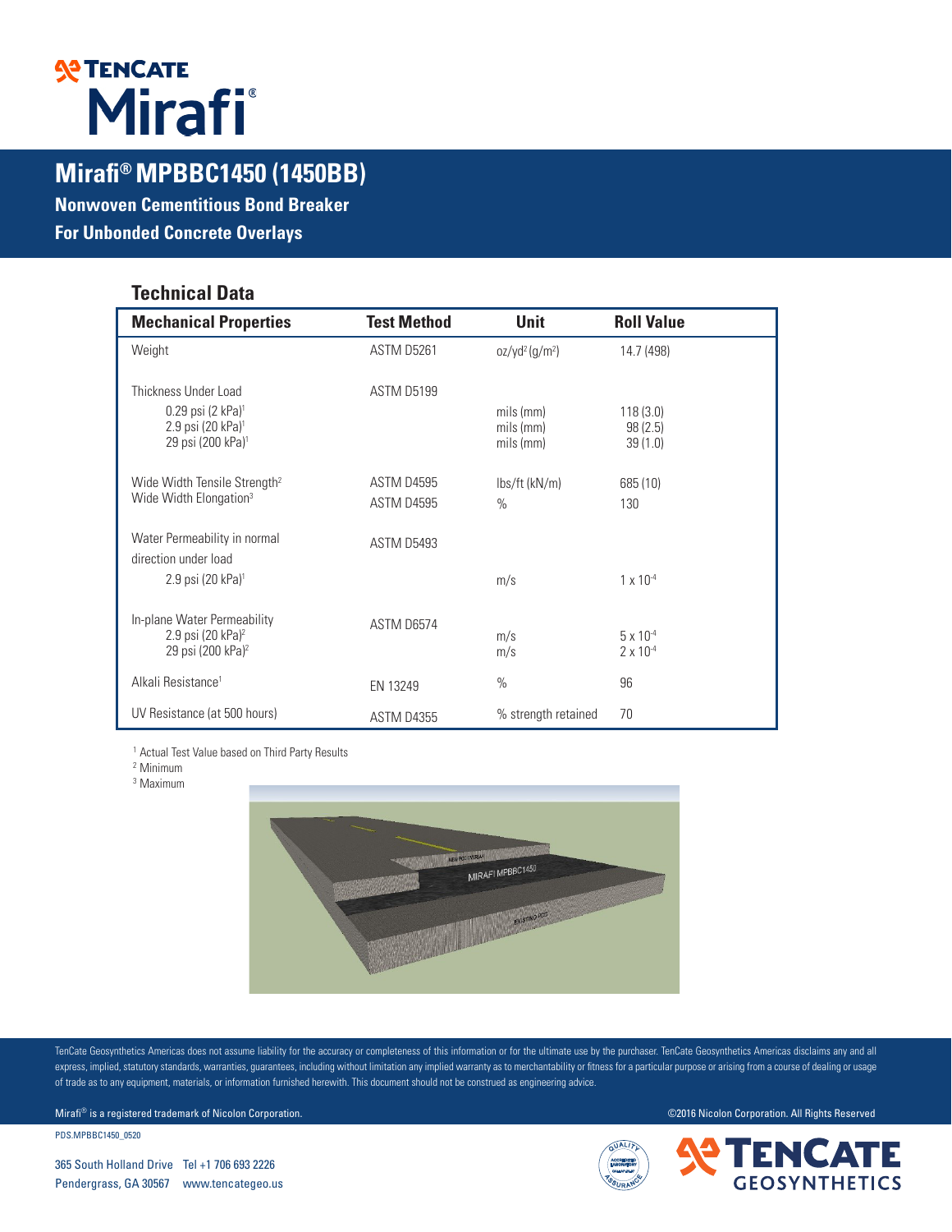# Mirafi® MPBBC1450 (1450BB)

## Nonwoven Cementitious Bond Breaker

## For Unbonded Concrete Overlays

### Technical Data

| Mechanical Properties | Test Method | Unit | Roll Value |
|---|---|---|---|
| Weight | ASTM D5261 | oz/yd² (g/m²) | 14.7 (498) |
| Thickness Under Load | ASTM D5199 | | |
| 0.29 psi (2 kPa)[1] | | mils (mm) | 118 (3.0) |
| 2.9 psi (20 kPa)[1] | | mils (mm) | 98 (2.5) |
| 29 psi (200 kPa)[1] | | mils (mm) | 39 (1.0) |
| Wide Width Tensile Strength[2] | ASTM D4595 | lbs/ft (kN/m) | 685 (10) |
| Wide Width Elongation[3] | ASTM D4595 | % | 130 |
| Water Permeability in normal direction under load | ASTM D5493 | | |
| 2.9 psi (20 kPa)[1] | | m/s | $1 \times 10^{-4}$ |
| In-plane Water Permeability | ASTM D6574 | | |
| 2.9 psi (20 kPa)[2] | | m/s | $5 \times 10^{-4}$ |
| 29 psi (200 kPa)[2] | | m/s | $2 \times 10^{-4}$ |
| Alkali Resistance[1] | EN 13249 | % | 96 |
| UV Resistance (at 500 hours) | ASTM D4355 | % strength retained | 70 |

[1] Actual Test Value based on Third Party Results
[2] Minimum
[3] Maximum

TenCate Geosynthetics Americas does not assume liability for the accuracy or completeness of this information or for the ultimate use by the purchaser. TenCate Geosynthetics Americas disclaims any and all express, implied, statutory standards, warranties, guarantees, including without limitation any implied warranty as to merchantability or fitness for a particular purpose or arising from a course of dealing or usage of trade as to any equipment, materials, or information furnished herewith. This document should not be construed as engineering advice.

Mirafi® is a registered trademark of Nicolon Corporation.

©2016 Nicolon Corporation. All Rights Reserved

PDS.MPBBC1450_0520

365 South Holland Drive, Pendergrass, GA 30567
Tel +1 706 693 2226
www.tencategeo.us